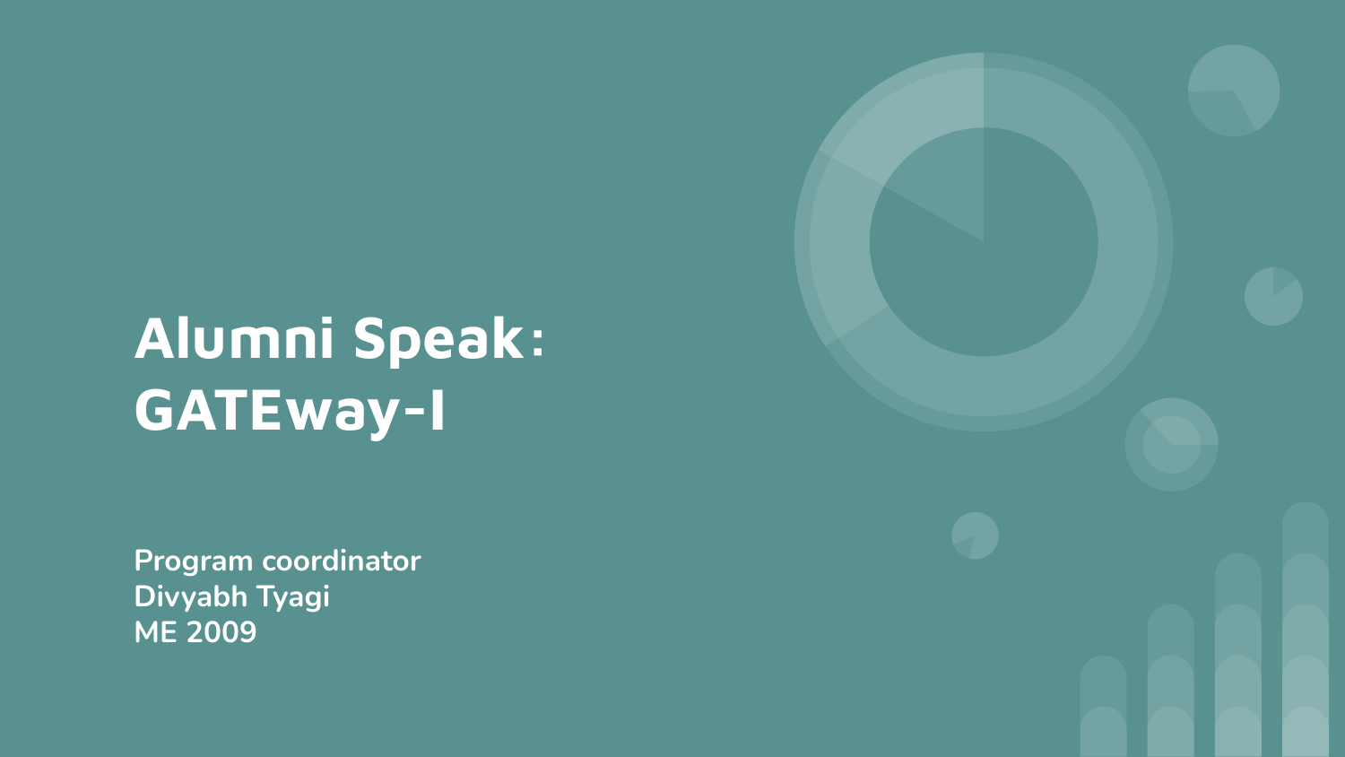# Alumni Speak: GATEway-I

**Program coordinator**
**Divyabh Tyagi**
**ME 2009**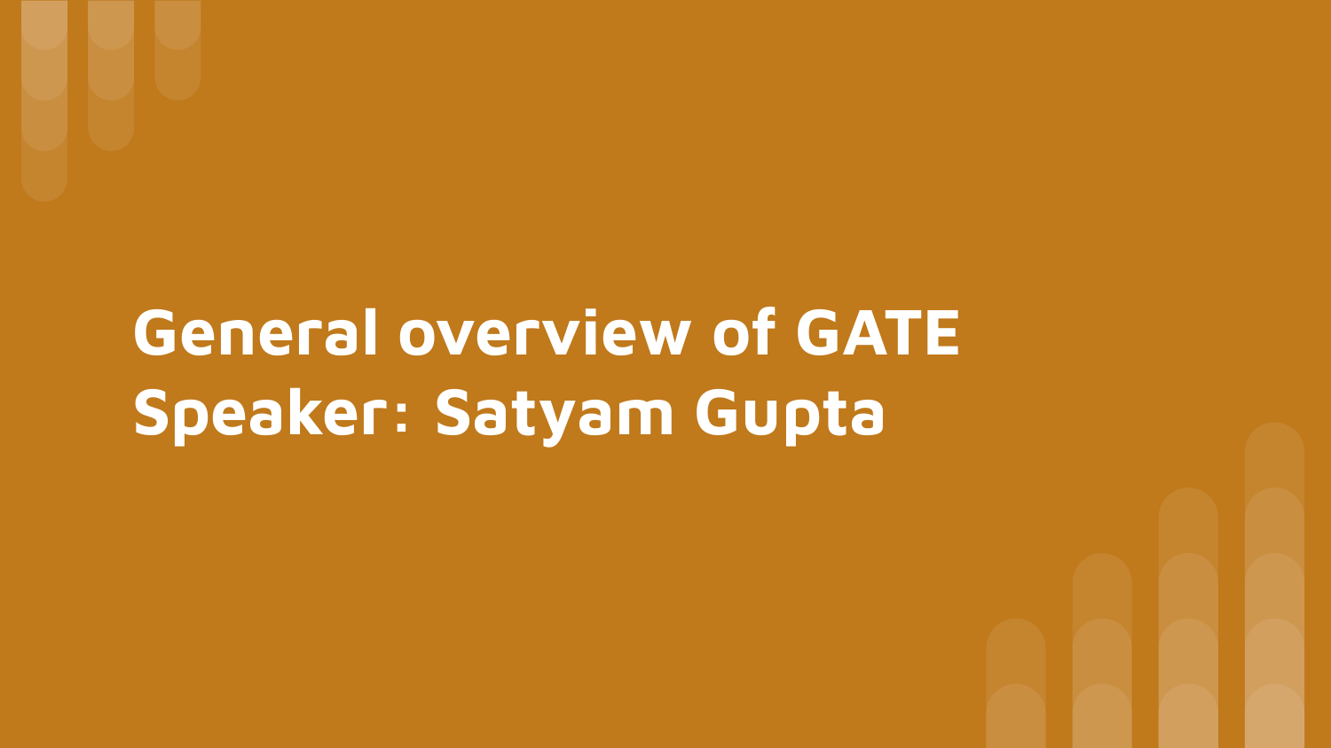# General overview of GATE

## Speaker: Satyam Gupta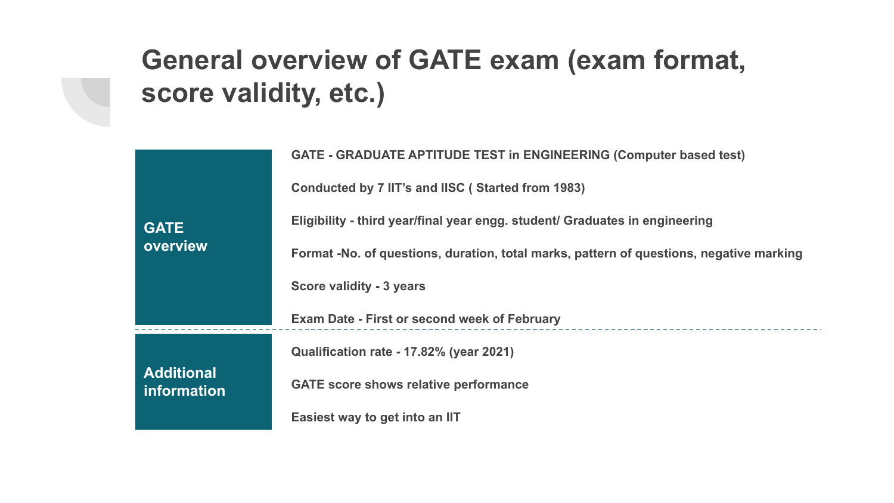# General overview of GATE exam (exam format, score validity, etc.)

## GATE overview

- GATE - GRADUATE APTITUDE TEST in ENGINEERING (Computer based test)
- Conducted by 7 IIT's and IISC ( Started from 1983)
- Eligibility - third year/final year engg. student/ Graduates in engineering
- Format -No. of questions, duration, total marks, pattern of questions, negative marking
- Score validity - 3 years
- Exam Date - First or second week of February

## Additional information

- Qualification rate - 17.82% (year 2021)
- GATE score shows relative performance
- Easiest way to get into an IIT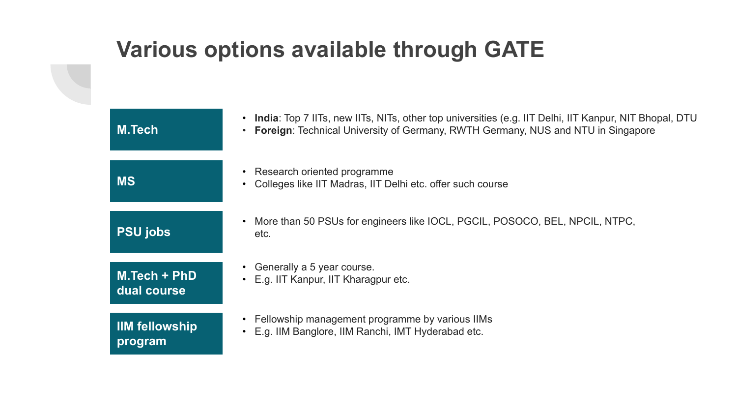# Various options available through GATE

## M.Tech

- **India**: Top 7 IITs, new IITs, NITs, other top universities (e.g. IIT Delhi, IIT Kanpur, NIT Bhopal, DTU
- **Foreign**: Technical University of Germany, RWTH Germany, NUS and NTU in Singapore

## MS

- Research oriented programme
- Colleges like IIT Madras, IIT Delhi etc. offer such course

## PSU jobs

- More than 50 PSUs for engineers like IOCL, PGCIL, POSOCO, BEL, NPCIL, NTPC, etc.

## M.Tech + PhD dual course

- Generally a 5 year course.
- E.g. IIT Kanpur, IIT Kharagpur etc.

## IIM fellowship program

- Fellowship management programme by various IIMs
- E.g. IIM Banglore, IIM Ranchi, IMT Hyderabad etc.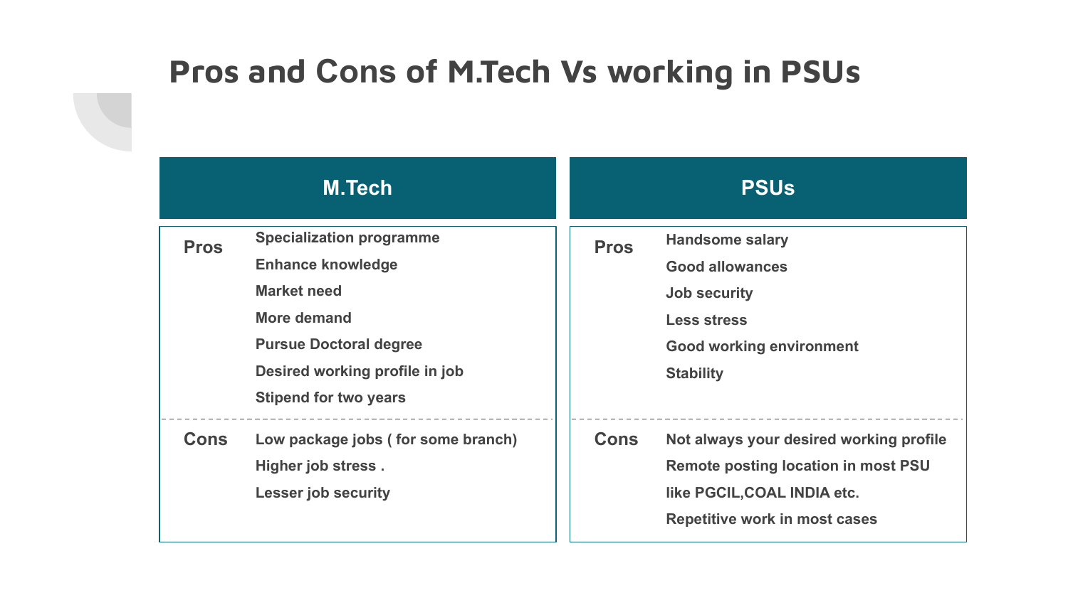# Pros and Cons of M.Tech Vs working in PSUs

| | M.Tech | PSUs |
|---|---|---|
| **Pros** | Specialization programme<br>Enhance knowledge<br>Market need<br>More demand<br>Pursue Doctoral degree<br>Desired working profile in job<br>Stipend for two years | Handsome salary<br>Good allowances<br>Job security<br>Less stress<br>Good working environment<br>Stability |
| **Cons** | Low package jobs ( for some branch)<br>Higher job stress .<br>Lesser job security | Not always your desired working profile<br>Remote posting location in most PSU like PGCIL,COAL INDIA etc.<br>Repetitive work in most cases |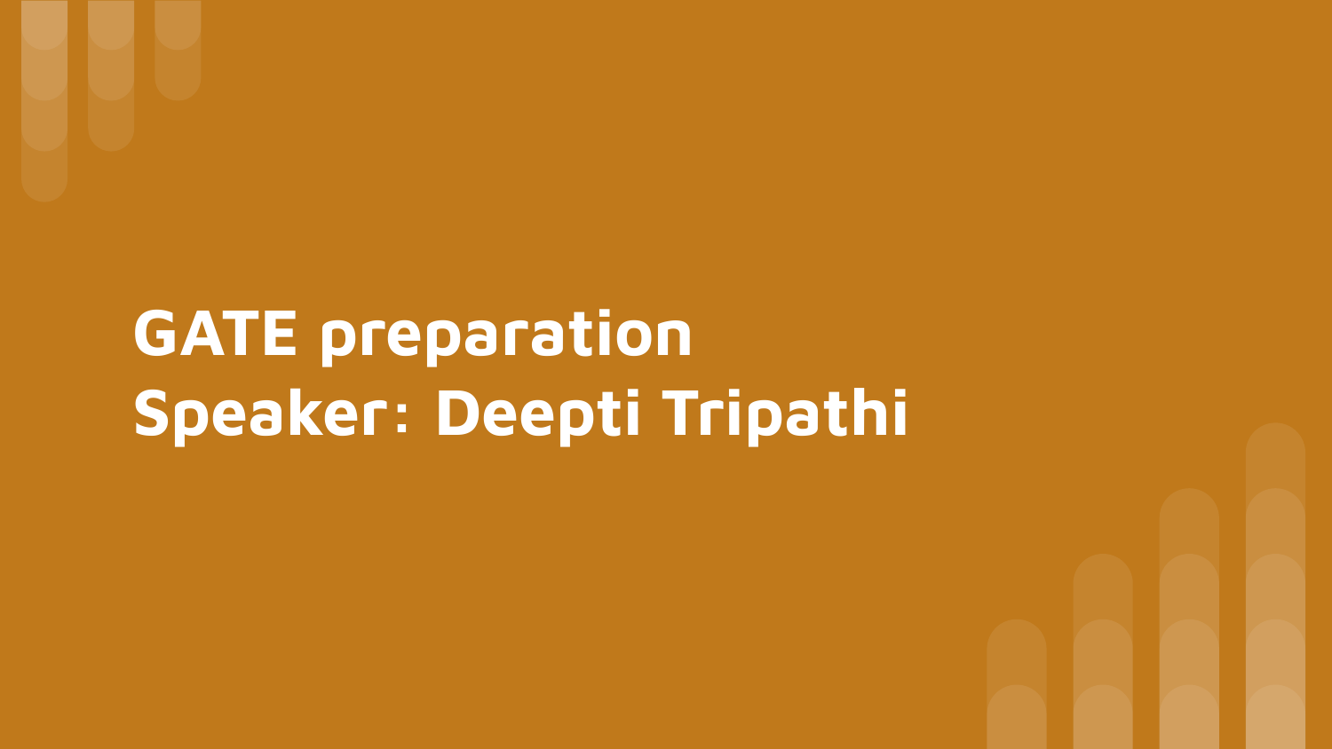# GATE preparation
# Speaker: Deepti Tripathi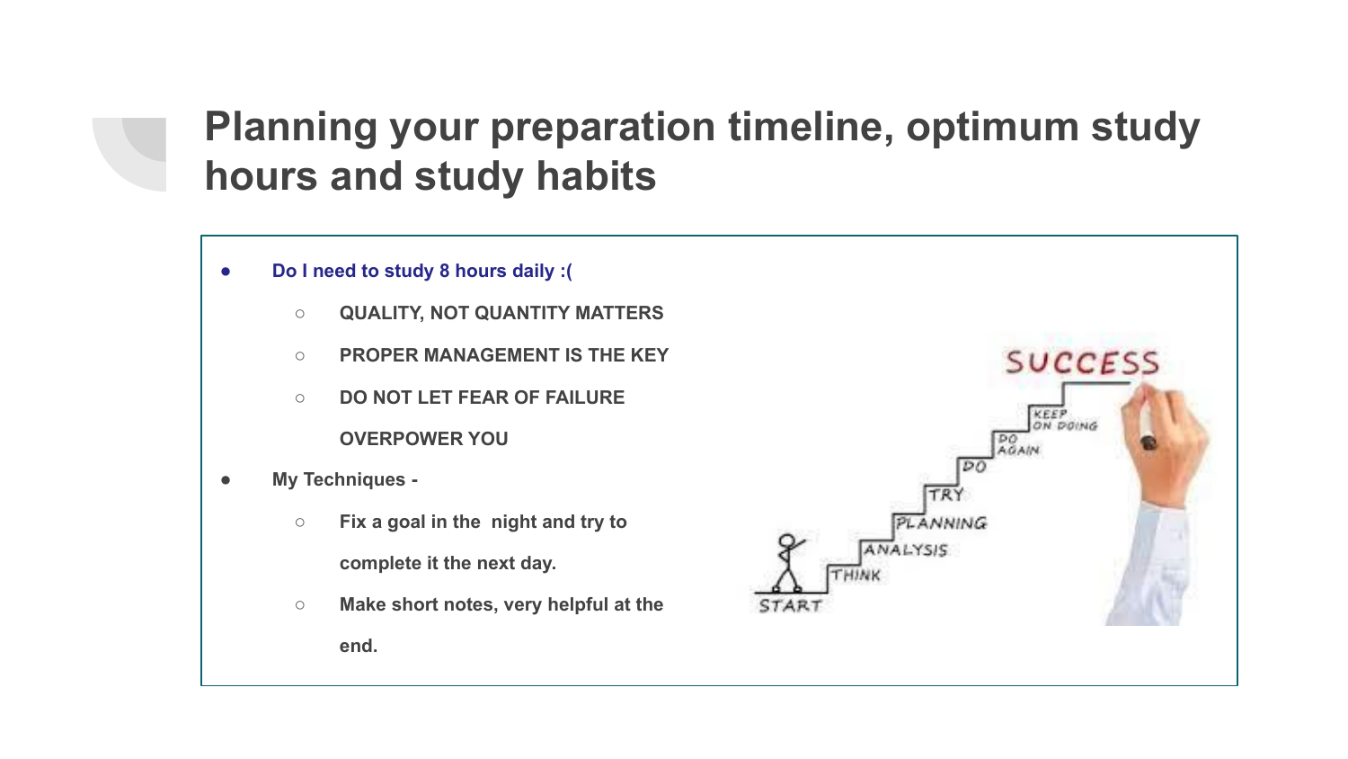# Planning your preparation timeline, optimum study hours and study habits

- **Do I need to study 8 hours daily :(**
  - **QUALITY, NOT QUANTITY MATTERS**
  - **PROPER MANAGEMENT IS THE KEY**
  - **DO NOT LET FEAR OF FAILURE OVERPOWER YOU**
- **My Techniques -**
  - **Fix a goal in the night and try to complete it the next day.**
  - **Make short notes, very helpful at the end.**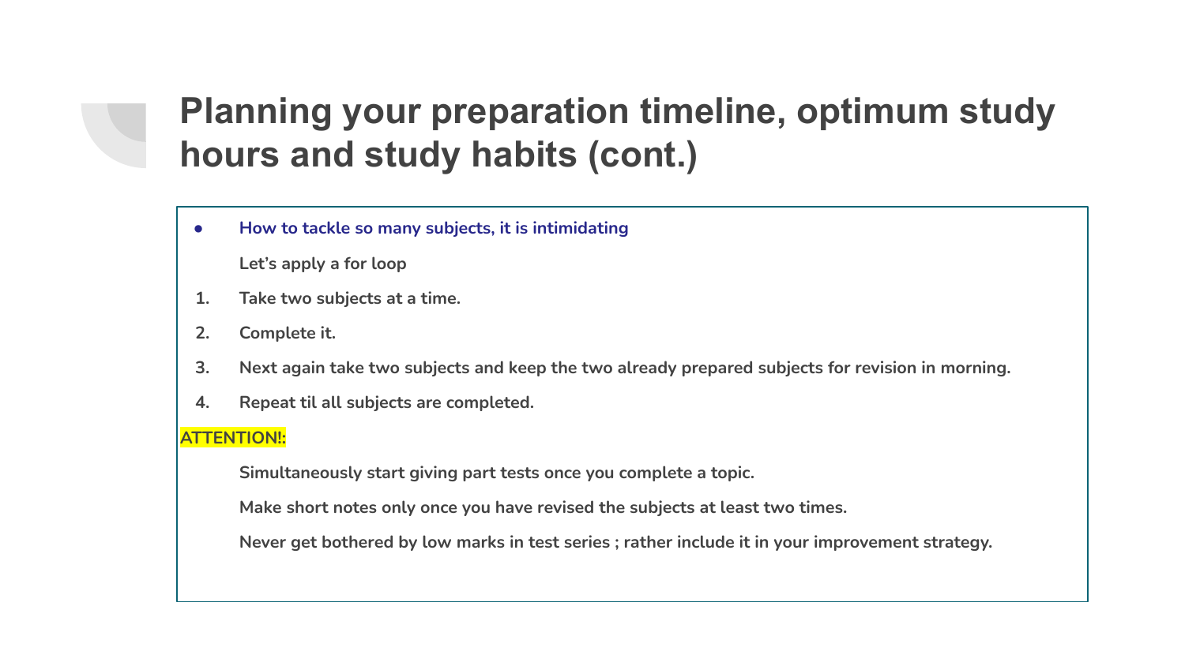# Planning your preparation timeline, optimum study hours and study habits (cont.)

- How to tackle so many subjects, it is intimidating

  Let's apply a for loop

1. Take two subjects at a time.
2. Complete it.
3. Next again take two subjects and keep the two already prepared subjects for revision in morning.
4. Repeat til all subjects are completed.

**ATTENTION!:**

Simultaneously start giving part tests once you complete a topic.

Make short notes only once you have revised the subjects at least two times.

Never get bothered by low marks in test series ; rather include it in your improvement strategy.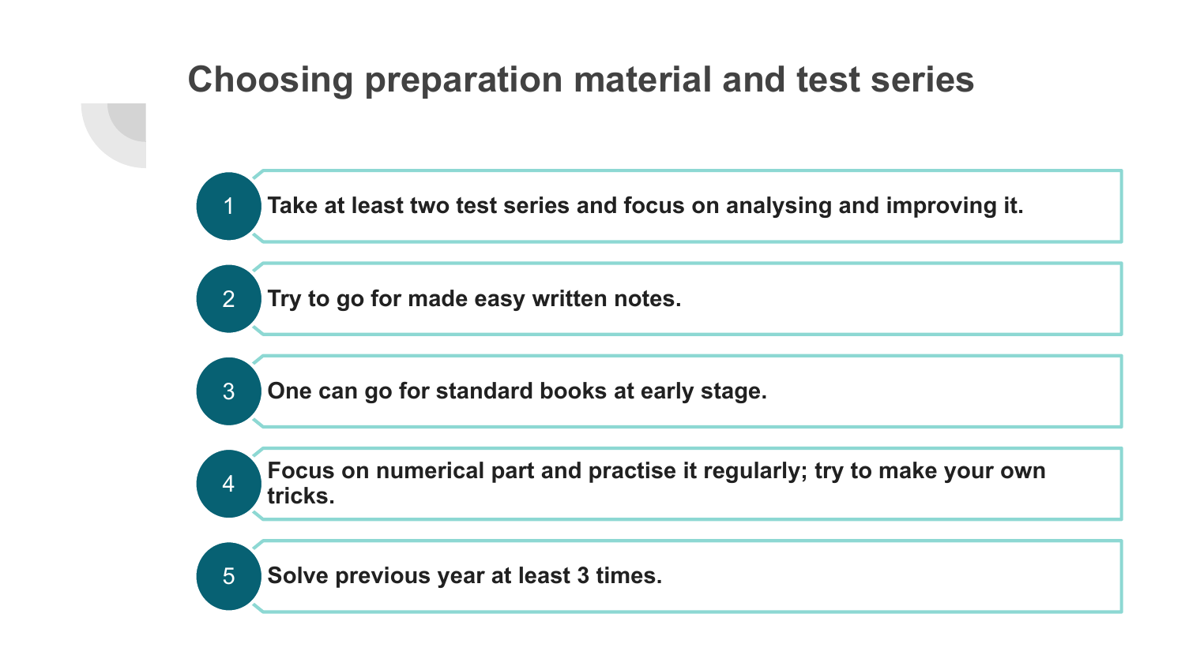# Choosing preparation material and test series

1. **Take at least two test series and focus on analysing and improving it.**
2. **Try to go for made easy written notes.**
3. **One can go for standard books at early stage.**
4. **Focus on numerical part and practise it regularly; try to make your own tricks.**
5. **Solve previous year at least 3 times.**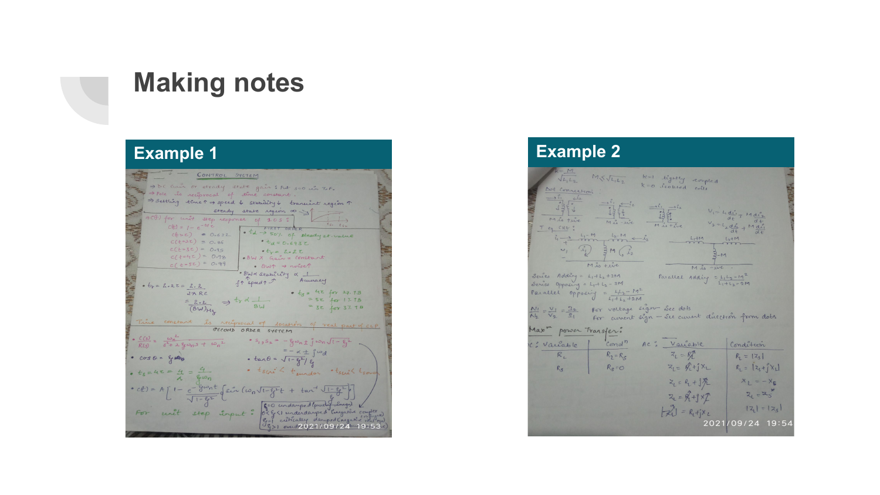# Making notes

## Example 1

## Example 2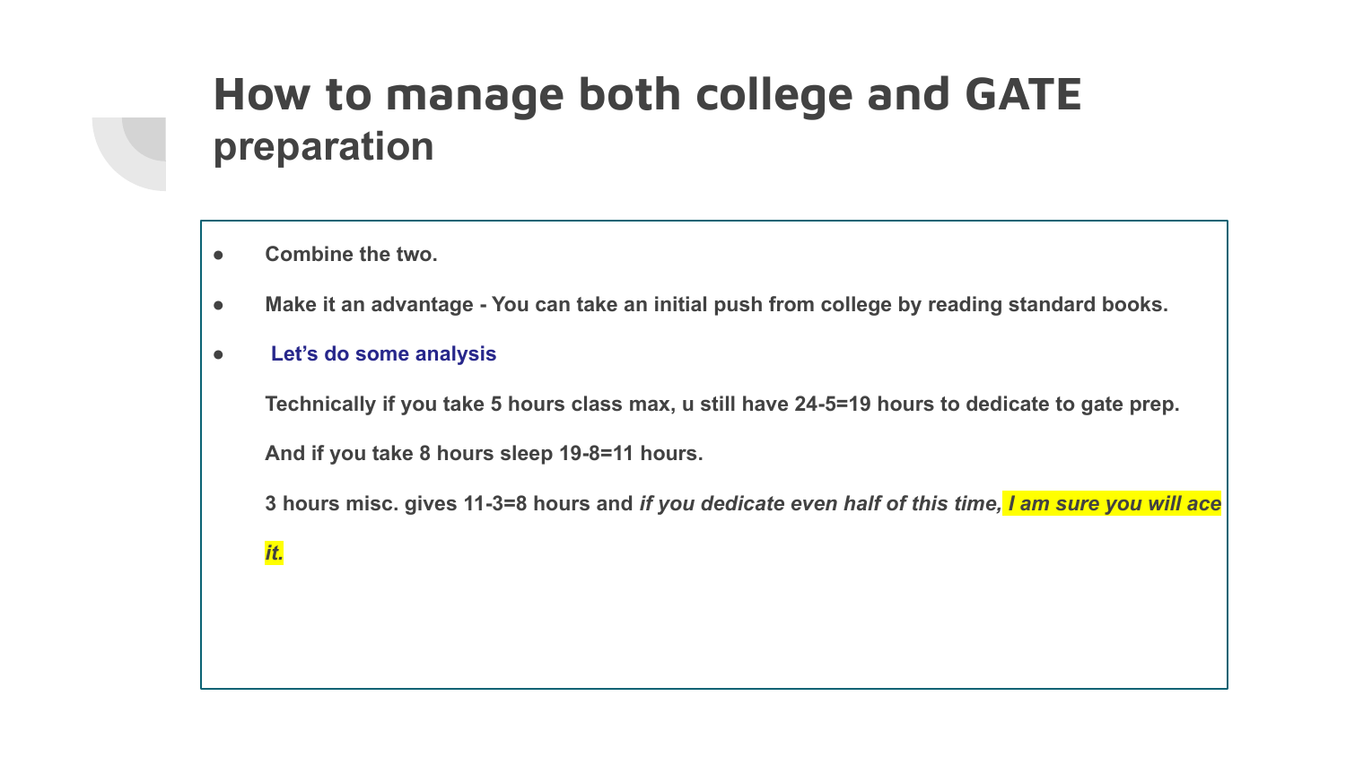# How to manage both college and GATE preparation

- **Combine the two.**
- **Make it an advantage - You can take an initial push from college by reading standard books.**
- **Let's do some analysis**

  **Technically if you take 5 hours class max, u still have 24-5=19 hours to dedicate to gate prep.**

  **And if you take 8 hours sleep 19-8=11 hours.**

  **3 hours misc. gives 11-3=8 hours and** ***if you dedicate even half of this time, I am sure you will ace it.***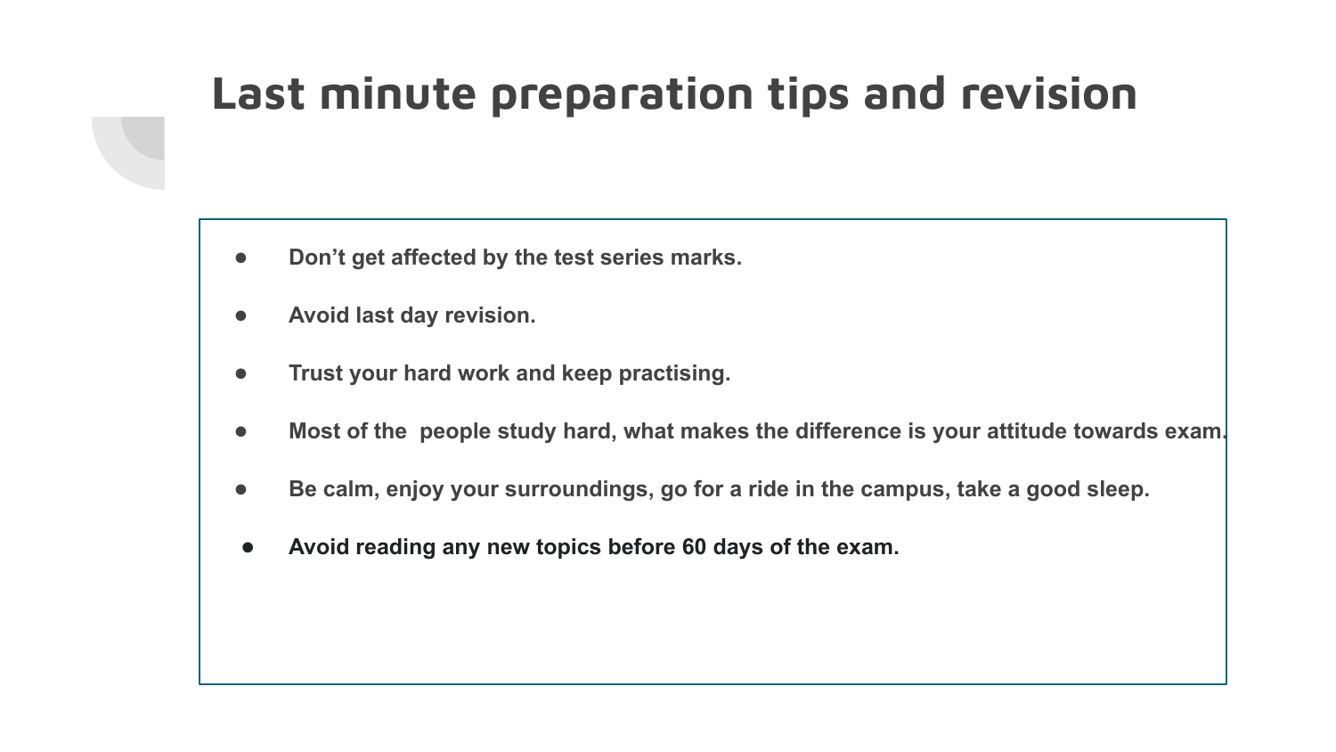# Last minute preparation tips and revision

- **Don’t get affected by the test series marks.**
- **Avoid last day revision.**
- **Trust your hard work and keep practising.**
- **Most of the  people study hard, what makes the difference is your attitude towards exam.**
- **Be calm, enjoy your surroundings, go for a ride in the campus, take a good sleep.**
- **Avoid reading any new topics before 60 days of the exam.**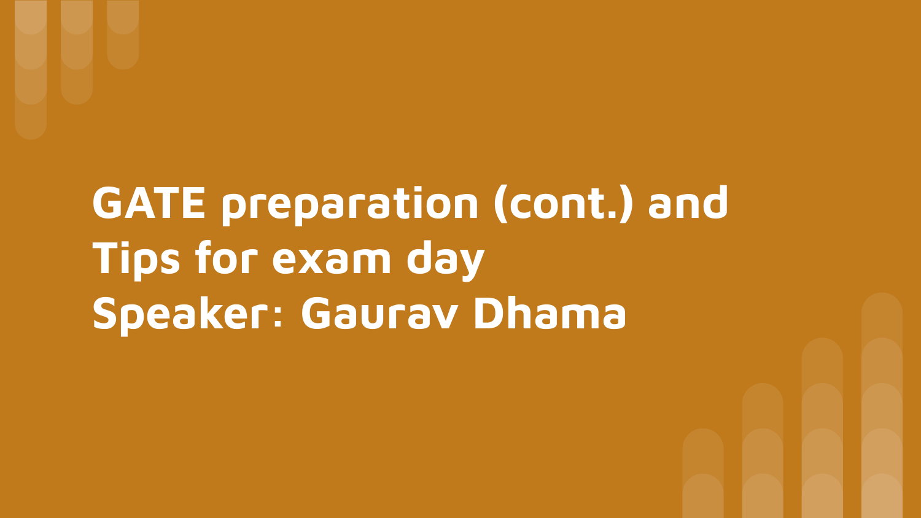# GATE preparation (cont.) and Tips for exam day

Speaker: Gaurav Dhama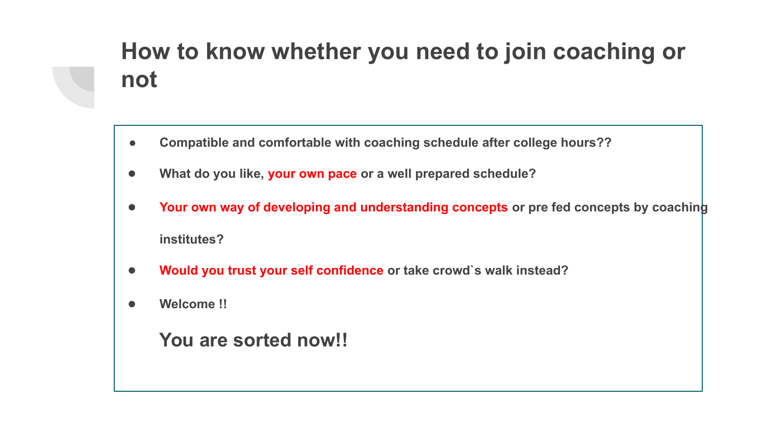# How to know whether you need to join coaching or not

- **Compatible and comfortable with coaching schedule after college hours??**
- **What do you like, your own pace or a well prepared schedule?**
- **Your own way of developing and understanding concepts or pre fed concepts by coaching institutes?**
- **Would you trust your self confidence or take crowd`s walk instead?**
- **Welcome !!**

## You are sorted now!!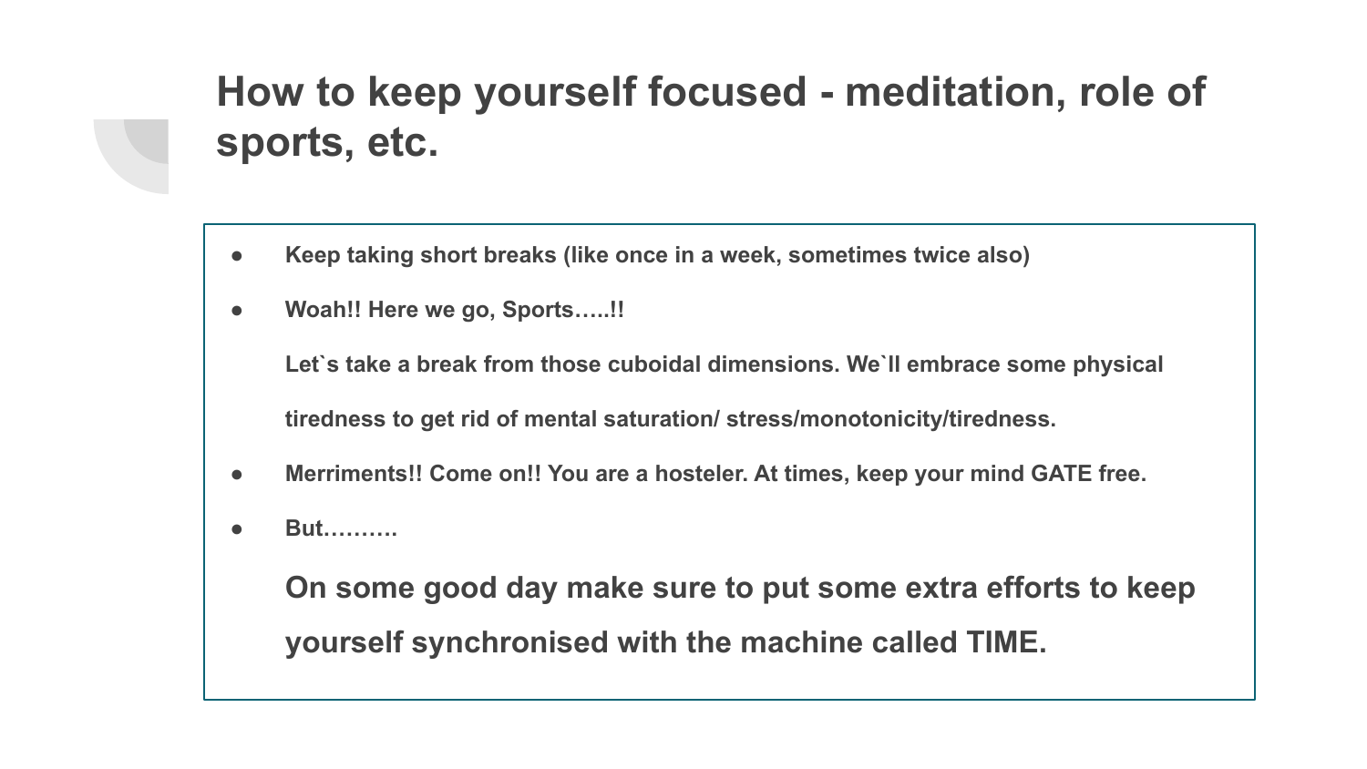# How to keep yourself focused - meditation, role of sports, etc.

- **Keep taking short breaks (like once in a week, sometimes twice also)**
- **Woah!! Here we go, Sports…..!!**

  **Let`s take a break from those cuboidal dimensions. We`ll embrace some physical tiredness to get rid of mental saturation/ stress/monotonicity/tiredness.**
- **Merriments!! Come on!! You are a hosteler. At times, keep your mind GATE free.**
- **But……….**

  **On some good day make sure to put some extra efforts to keep yourself synchronised with the machine called TIME.**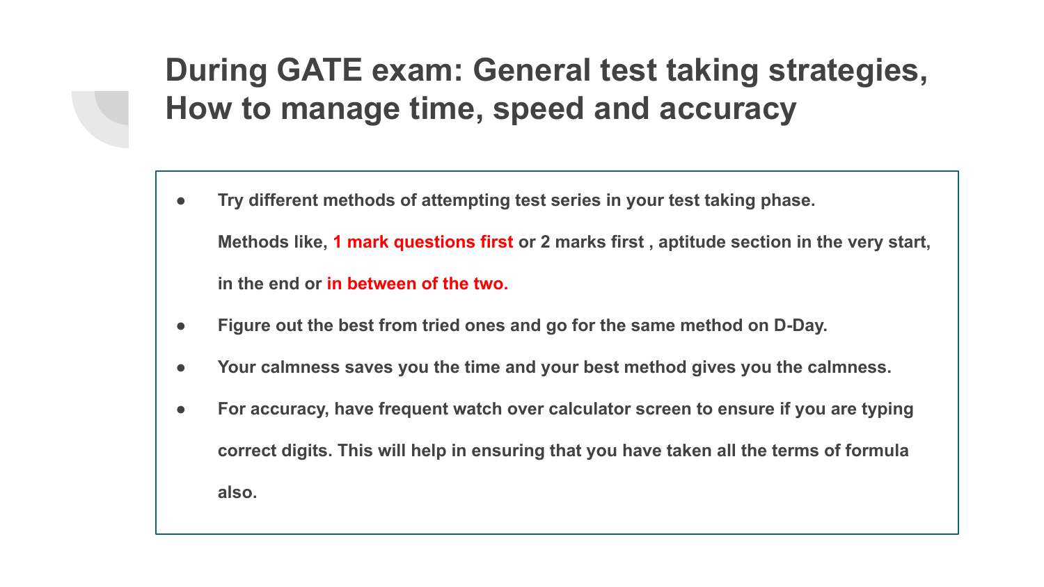# During GATE exam: General test taking strategies, How to manage time, speed and accuracy

- **Try different methods of attempting test series in your test taking phase.**

  **Methods like, 1 mark questions first or 2 marks first , aptitude section in the very start, in the end or in between of the two.**

- **Figure out the best from tried ones and go for the same method on D-Day.**
- **Your calmness saves you the time and your best method gives you the calmness.**
- **For accuracy, have frequent watch over calculator screen to ensure if you are typing correct digits. This will help in ensuring that you have taken all the terms of formula also.**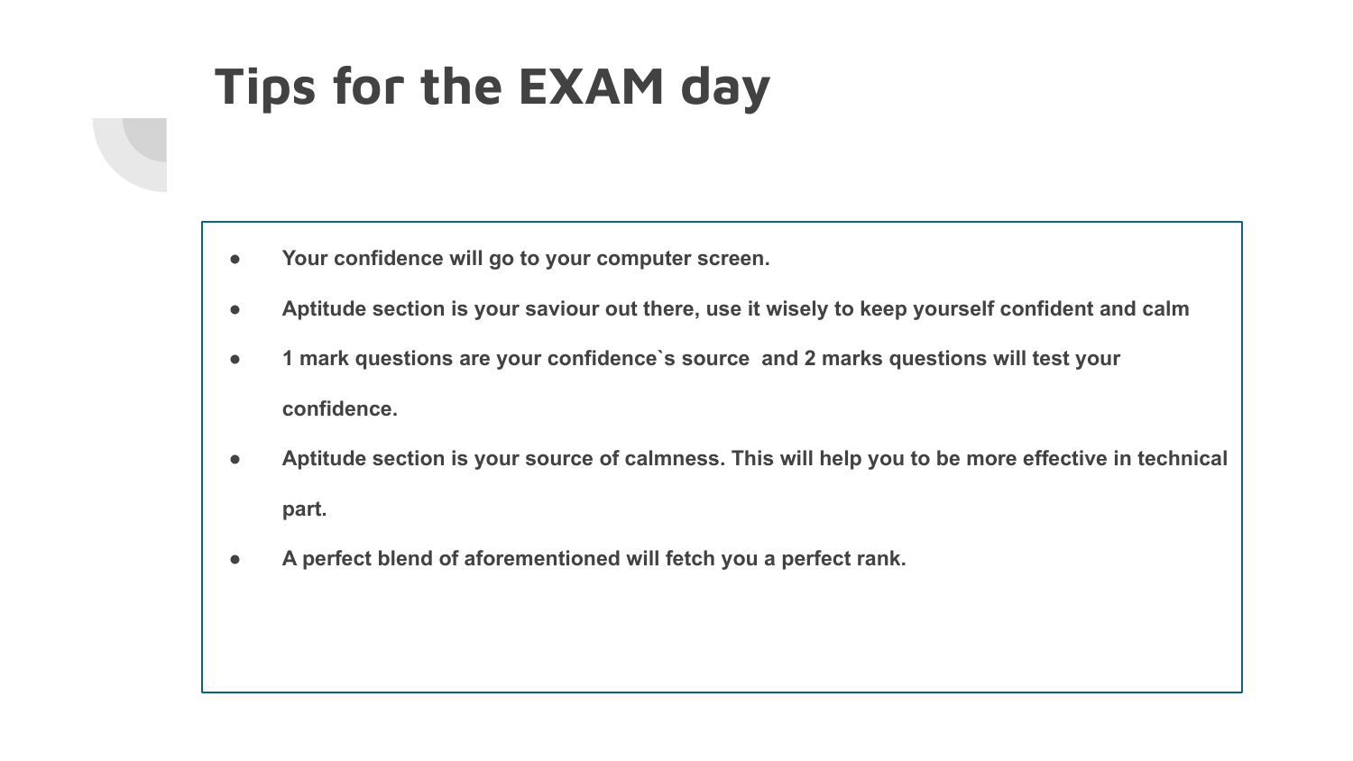# Tips for the EXAM day

- **Your confidence will go to your computer screen.**
- **Aptitude section is your saviour out there, use it wisely to keep yourself confident and calm**
- **1 mark questions are your confidence`s source  and 2 marks questions will test your confidence.**
- **Aptitude section is your source of calmness. This will help you to be more effective in technical part.**
- **A perfect blend of aforementioned will fetch you a perfect rank.**